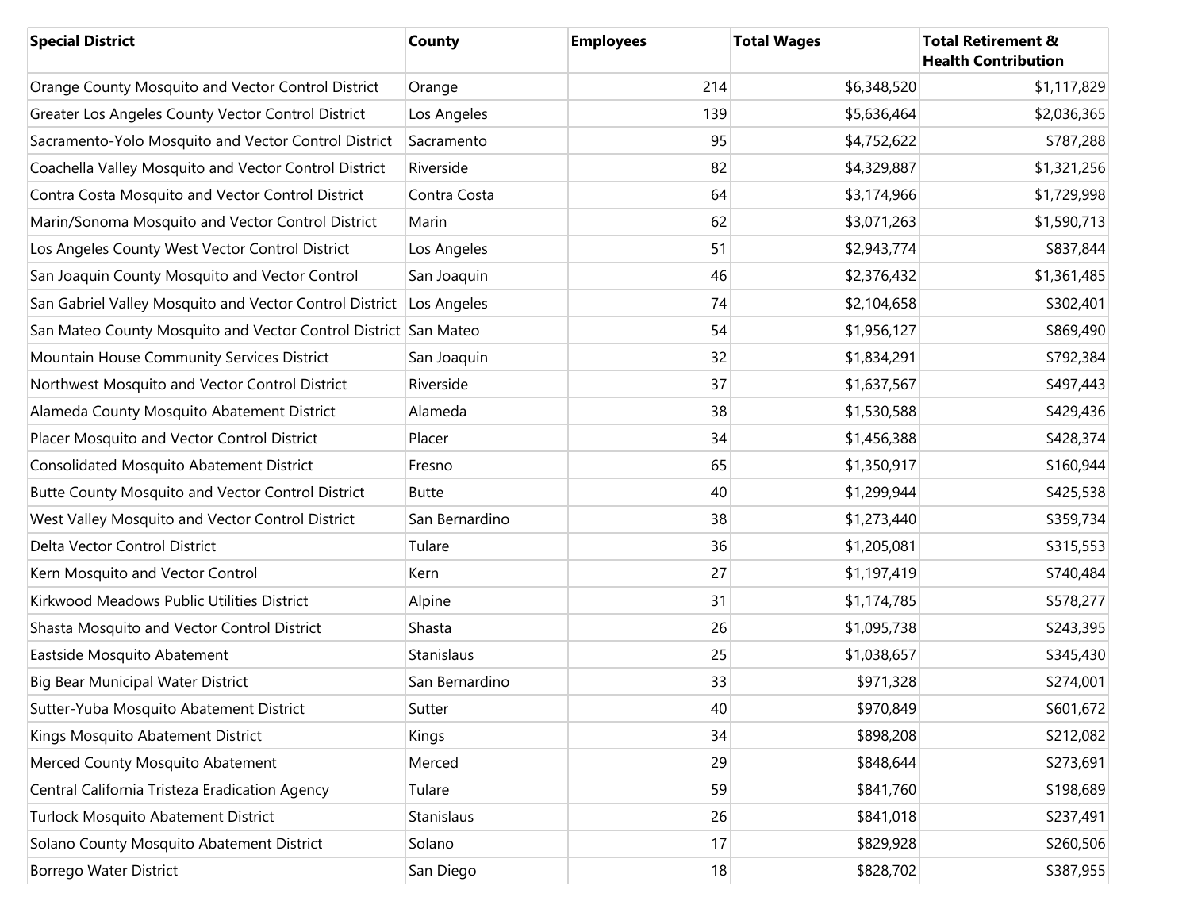| Special District | County | Employees | Total Wages | Total Retirement & Health Contribution |
|---|---|---|---|---|
| Orange County Mosquito and Vector Control District | Orange | 214 | $6,348,520 | $1,117,829 |
| Greater Los Angeles County Vector Control District | Los Angeles | 139 | $5,636,464 | $2,036,365 |
| Sacramento-Yolo Mosquito and Vector Control District | Sacramento | 95 | $4,752,622 | $787,288 |
| Coachella Valley Mosquito and Vector Control District | Riverside | 82 | $4,329,887 | $1,321,256 |
| Contra Costa Mosquito and Vector Control District | Contra Costa | 64 | $3,174,966 | $1,729,998 |
| Marin/Sonoma Mosquito and Vector Control District | Marin | 62 | $3,071,263 | $1,590,713 |
| Los Angeles County West Vector Control District | Los Angeles | 51 | $2,943,774 | $837,844 |
| San Joaquin County Mosquito and Vector Control | San Joaquin | 46 | $2,376,432 | $1,361,485 |
| San Gabriel Valley Mosquito and Vector Control District | Los Angeles | 74 | $2,104,658 | $302,401 |
| San Mateo County Mosquito and Vector Control District | San Mateo | 54 | $1,956,127 | $869,490 |
| Mountain House Community Services District | San Joaquin | 32 | $1,834,291 | $792,384 |
| Northwest Mosquito and Vector Control District | Riverside | 37 | $1,637,567 | $497,443 |
| Alameda County Mosquito Abatement District | Alameda | 38 | $1,530,588 | $429,436 |
| Placer Mosquito and Vector Control District | Placer | 34 | $1,456,388 | $428,374 |
| Consolidated Mosquito Abatement District | Fresno | 65 | $1,350,917 | $160,944 |
| Butte County Mosquito and Vector Control District | Butte | 40 | $1,299,944 | $425,538 |
| West Valley Mosquito and Vector Control District | San Bernardino | 38 | $1,273,440 | $359,734 |
| Delta Vector Control District | Tulare | 36 | $1,205,081 | $315,553 |
| Kern Mosquito and Vector Control | Kern | 27 | $1,197,419 | $740,484 |
| Kirkwood Meadows Public Utilities District | Alpine | 31 | $1,174,785 | $578,277 |
| Shasta Mosquito and Vector Control District | Shasta | 26 | $1,095,738 | $243,395 |
| Eastside Mosquito Abatement | Stanislaus | 25 | $1,038,657 | $345,430 |
| Big Bear Municipal Water District | San Bernardino | 33 | $971,328 | $274,001 |
| Sutter-Yuba Mosquito Abatement District | Sutter | 40 | $970,849 | $601,672 |
| Kings Mosquito Abatement District | Kings | 34 | $898,208 | $212,082 |
| Merced County Mosquito Abatement | Merced | 29 | $848,644 | $273,691 |
| Central California Tristeza Eradication Agency | Tulare | 59 | $841,760 | $198,689 |
| Turlock Mosquito Abatement District | Stanislaus | 26 | $841,018 | $237,491 |
| Solano County Mosquito Abatement District | Solano | 17 | $829,928 | $260,506 |
| Borrego Water District | San Diego | 18 | $828,702 | $387,955 |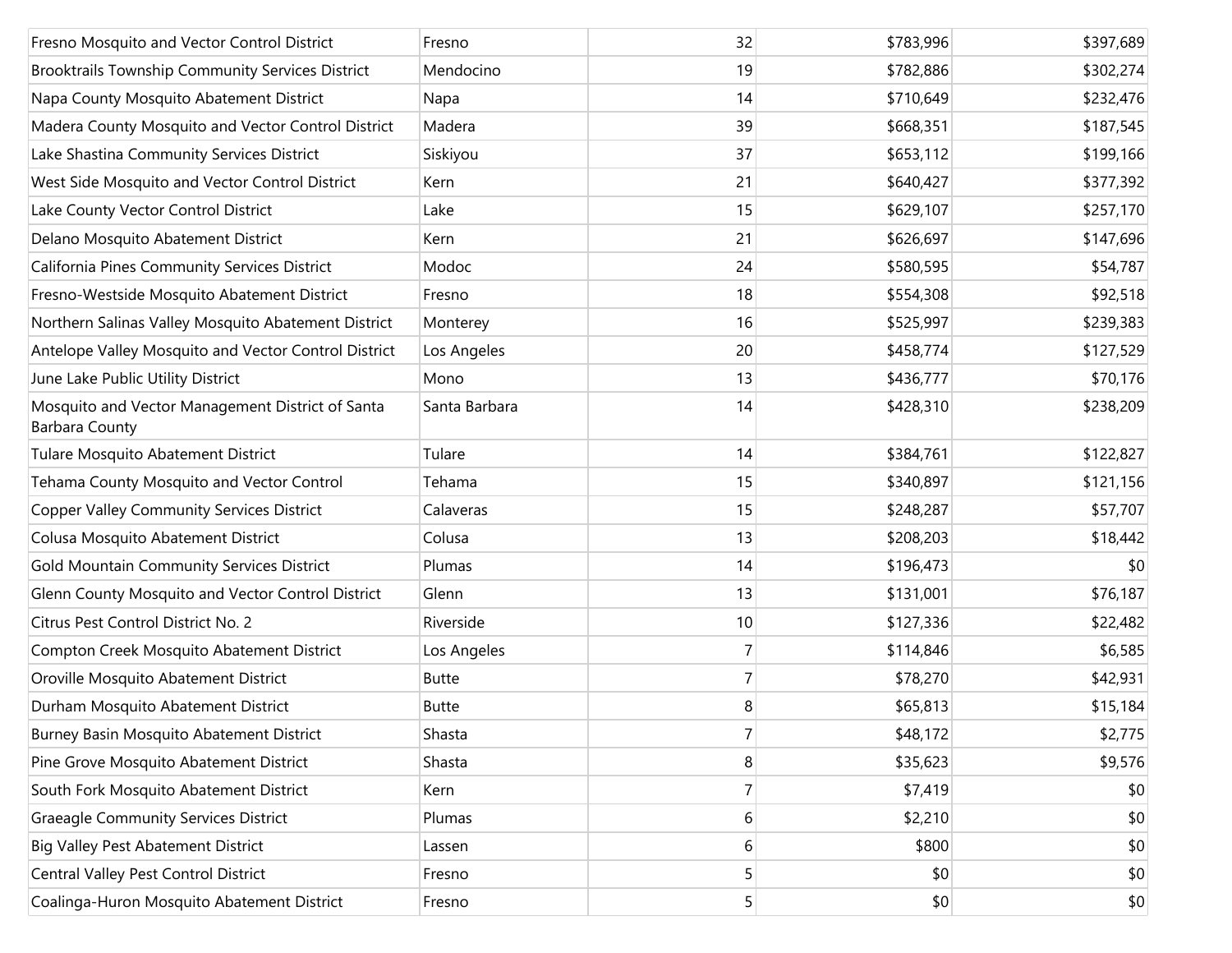| | | | | |
|---|---|---|---|---|
| Fresno Mosquito and Vector Control District | Fresno | 32 | $783,996 | $397,689 |
| Brooktrails Township Community Services District | Mendocino | 19 | $782,886 | $302,274 |
| Napa County Mosquito Abatement District | Napa | 14 | $710,649 | $232,476 |
| Madera County Mosquito and Vector Control District | Madera | 39 | $668,351 | $187,545 |
| Lake Shastina Community Services District | Siskiyou | 37 | $653,112 | $199,166 |
| West Side Mosquito and Vector Control District | Kern | 21 | $640,427 | $377,392 |
| Lake County Vector Control District | Lake | 15 | $629,107 | $257,170 |
| Delano Mosquito Abatement District | Kern | 21 | $626,697 | $147,696 |
| California Pines Community Services District | Modoc | 24 | $580,595 | $54,787 |
| Fresno-Westside Mosquito Abatement District | Fresno | 18 | $554,308 | $92,518 |
| Northern Salinas Valley Mosquito Abatement District | Monterey | 16 | $525,997 | $239,383 |
| Antelope Valley Mosquito and Vector Control District | Los Angeles | 20 | $458,774 | $127,529 |
| June Lake Public Utility District | Mono | 13 | $436,777 | $70,176 |
| Mosquito and Vector Management District of Santa Barbara County | Santa Barbara | 14 | $428,310 | $238,209 |
| Tulare Mosquito Abatement District | Tulare | 14 | $384,761 | $122,827 |
| Tehama County Mosquito and Vector Control | Tehama | 15 | $340,897 | $121,156 |
| Copper Valley Community Services District | Calaveras | 15 | $248,287 | $57,707 |
| Colusa Mosquito Abatement District | Colusa | 13 | $208,203 | $18,442 |
| Gold Mountain Community Services District | Plumas | 14 | $196,473 | $0 |
| Glenn County Mosquito and Vector Control District | Glenn | 13 | $131,001 | $76,187 |
| Citrus Pest Control District No. 2 | Riverside | 10 | $127,336 | $22,482 |
| Compton Creek Mosquito Abatement District | Los Angeles | 7 | $114,846 | $6,585 |
| Oroville Mosquito Abatement District | Butte | 7 | $78,270 | $42,931 |
| Durham Mosquito Abatement District | Butte | 8 | $65,813 | $15,184 |
| Burney Basin Mosquito Abatement District | Shasta | 7 | $48,172 | $2,775 |
| Pine Grove Mosquito Abatement District | Shasta | 8 | $35,623 | $9,576 |
| South Fork Mosquito Abatement District | Kern | 7 | $7,419 | $0 |
| Graeagle Community Services District | Plumas | 6 | $2,210 | $0 |
| Big Valley Pest Abatement District | Lassen | 6 | $800 | $0 |
| Central Valley Pest Control District | Fresno | 5 | $0 | $0 |
| Coalinga-Huron Mosquito Abatement District | Fresno | 5 | $0 | $0 |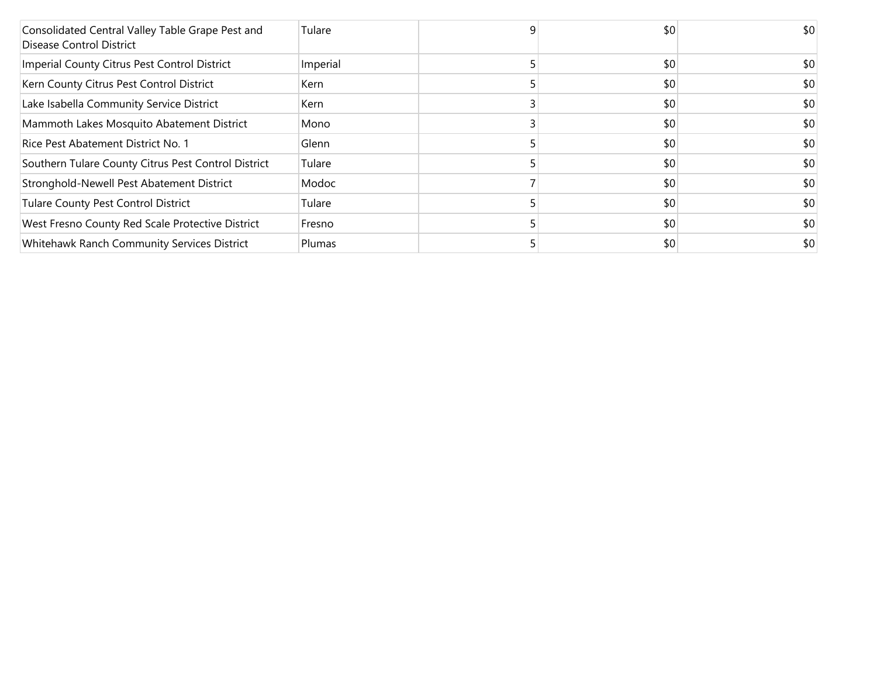| | | | | |
|---|---|---|---|---|
| Consolidated Central Valley Table Grape Pest and Disease Control District | Tulare | 9 | $0 | $0 |
| Imperial County Citrus Pest Control District | Imperial | 5 | $0 | $0 |
| Kern County Citrus Pest Control District | Kern | 5 | $0 | $0 |
| Lake Isabella Community Service District | Kern | 3 | $0 | $0 |
| Mammoth Lakes Mosquito Abatement District | Mono | 3 | $0 | $0 |
| Rice Pest Abatement District No. 1 | Glenn | 5 | $0 | $0 |
| Southern Tulare County Citrus Pest Control District | Tulare | 5 | $0 | $0 |
| Stronghold-Newell Pest Abatement District | Modoc | 7 | $0 | $0 |
| Tulare County Pest Control District | Tulare | 5 | $0 | $0 |
| West Fresno County Red Scale Protective District | Fresno | 5 | $0 | $0 |
| Whitehawk Ranch Community Services District | Plumas | 5 | $0 | $0 |